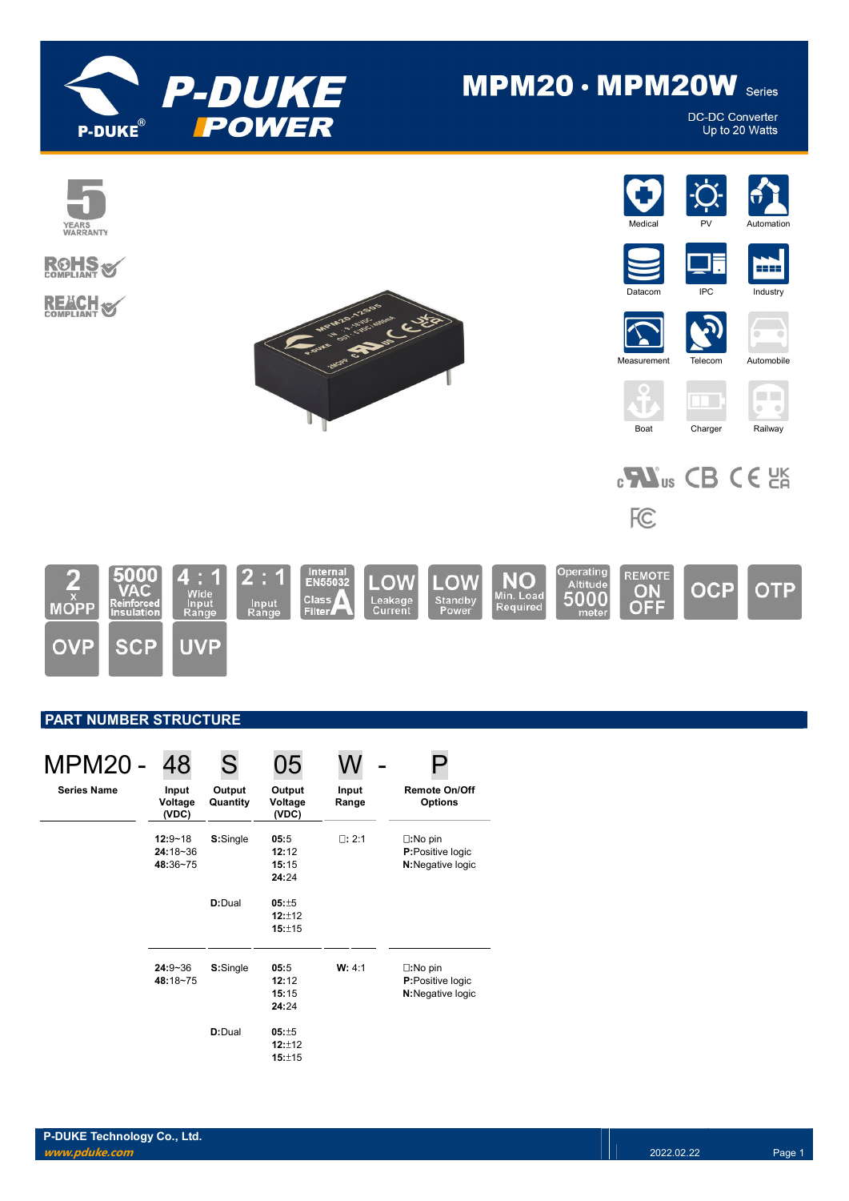# MPM20 · MPM20W Series

DC-DC Converter
Up to 20 Watts

5 YEARS WARRANTY

RoHS COMPLIANT

REACH COMPLIANT

Medical, PV, Automation, Datacom, IPC, Industry, Measurement, Telecom, Automobile, Boat, Charger, Railway

2 x MOPP | 5000 VAC Reinforced Insulation | 4 : 1 Wide Input Range | 2 : 1 Input Range | Internal EN55032 Class A Filter | LOW Leakage Current | LOW Standby Power | NO Min. Load Required | Operating Altitude 5000 meter | REMOTE ON OFF | OCP | OTP | OVP | SCP | UVP

## PART NUMBER STRUCTURE

MPM20 - 48 S 05 W - P

| Series Name | Input Voltage (VDC) | Output Quantity | Output Voltage (VDC) | Input Range | Remote On/Off Options |
|---|---|---|---|---|---|
| | **12:**9~18<br>**24:**18~36<br>**48:**36~75 | **S:**Single | **05:**5<br>**12:**12<br>**15:**15<br>**24:**24 | □: 2:1 | □:No pin<br>**P:**Positive logic<br>**N:**Negative logic |
| | | **D:**Dual | **05:**±5<br>**12:**±12<br>**15:**±15 | | |
| | **24:**9~36<br>**48:**18~75 | **S:**Single | **05:**5<br>**12:**12<br>**15:**15<br>**24:**24 | **W:** 4:1 | □:No pin<br>**P:**Positive logic<br>**N:**Negative logic |
| | | **D:**Dual | **05:**±5<br>**12:**±12<br>**15:**±15 | | |

P-DUKE Technology Co., Ltd.
www.pduke.com
2022.02.22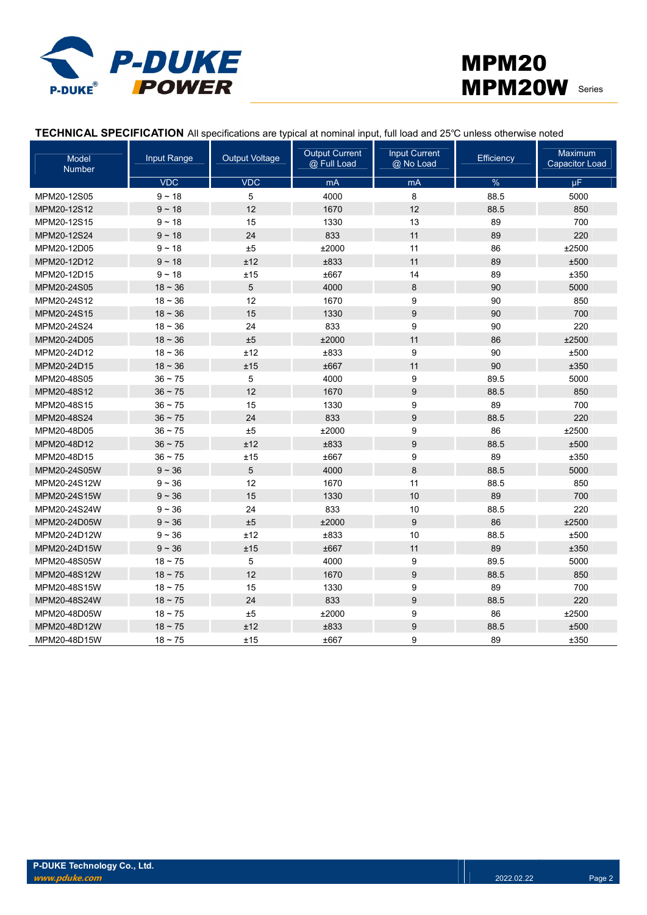**TECHNICAL SPECIFICATION** All specifications are typical at nominal input, full load and 25℃ unless otherwise noted

| Model Number | Input Range | Output Voltage | Output Current @ Full Load | Input Current @ No Load | Efficiency | Maximum Capacitor Load |
|---|---|---|---|---|---|---|
| | VDC | VDC | mA | mA | % | µF |
| MPM20-12S05 | 9 ~ 18 | 5 | 4000 | 8 | 88.5 | 5000 |
| MPM20-12S12 | 9 ~ 18 | 12 | 1670 | 12 | 88.5 | 850 |
| MPM20-12S15 | 9 ~ 18 | 15 | 1330 | 13 | 89 | 700 |
| MPM20-12S24 | 9 ~ 18 | 24 | 833 | 11 | 89 | 220 |
| MPM20-12D05 | 9 ~ 18 | ±5 | ±2000 | 11 | 86 | ±2500 |
| MPM20-12D12 | 9 ~ 18 | ±12 | ±833 | 11 | 89 | ±500 |
| MPM20-12D15 | 9 ~ 18 | ±15 | ±667 | 14 | 89 | ±350 |
| MPM20-24S05 | 18 ~ 36 | 5 | 4000 | 8 | 90 | 5000 |
| MPM20-24S12 | 18 ~ 36 | 12 | 1670 | 9 | 90 | 850 |
| MPM20-24S15 | 18 ~ 36 | 15 | 1330 | 9 | 90 | 700 |
| MPM20-24S24 | 18 ~ 36 | 24 | 833 | 9 | 90 | 220 |
| MPM20-24D05 | 18 ~ 36 | ±5 | ±2000 | 11 | 86 | ±2500 |
| MPM20-24D12 | 18 ~ 36 | ±12 | ±833 | 9 | 90 | ±500 |
| MPM20-24D15 | 18 ~ 36 | ±15 | ±667 | 11 | 90 | ±350 |
| MPM20-48S05 | 36 ~ 75 | 5 | 4000 | 9 | 89.5 | 5000 |
| MPM20-48S12 | 36 ~ 75 | 12 | 1670 | 9 | 88.5 | 850 |
| MPM20-48S15 | 36 ~ 75 | 15 | 1330 | 9 | 89 | 700 |
| MPM20-48S24 | 36 ~ 75 | 24 | 833 | 9 | 88.5 | 220 |
| MPM20-48D05 | 36 ~ 75 | ±5 | ±2000 | 9 | 86 | ±2500 |
| MPM20-48D12 | 36 ~ 75 | ±12 | ±833 | 9 | 88.5 | ±500 |
| MPM20-48D15 | 36 ~ 75 | ±15 | ±667 | 9 | 89 | ±350 |
| MPM20-24S05W | 9 ~ 36 | 5 | 4000 | 8 | 88.5 | 5000 |
| MPM20-24S12W | 9 ~ 36 | 12 | 1670 | 11 | 88.5 | 850 |
| MPM20-24S15W | 9 ~ 36 | 15 | 1330 | 10 | 89 | 700 |
| MPM20-24S24W | 9 ~ 36 | 24 | 833 | 10 | 88.5 | 220 |
| MPM20-24D05W | 9 ~ 36 | ±5 | ±2000 | 9 | 86 | ±2500 |
| MPM20-24D12W | 9 ~ 36 | ±12 | ±833 | 10 | 88.5 | ±500 |
| MPM20-24D15W | 9 ~ 36 | ±15 | ±667 | 11 | 89 | ±350 |
| MPM20-48S05W | 18 ~ 75 | 5 | 4000 | 9 | 89.5 | 5000 |
| MPM20-48S12W | 18 ~ 75 | 12 | 1670 | 9 | 88.5 | 850 |
| MPM20-48S15W | 18 ~ 75 | 15 | 1330 | 9 | 89 | 700 |
| MPM20-48S24W | 18 ~ 75 | 24 | 833 | 9 | 88.5 | 220 |
| MPM20-48D05W | 18 ~ 75 | ±5 | ±2000 | 9 | 86 | ±2500 |
| MPM20-48D12W | 18 ~ 75 | ±12 | ±833 | 9 | 88.5 | ±500 |
| MPM20-48D15W | 18 ~ 75 | ±15 | ±667 | 9 | 89 | ±350 |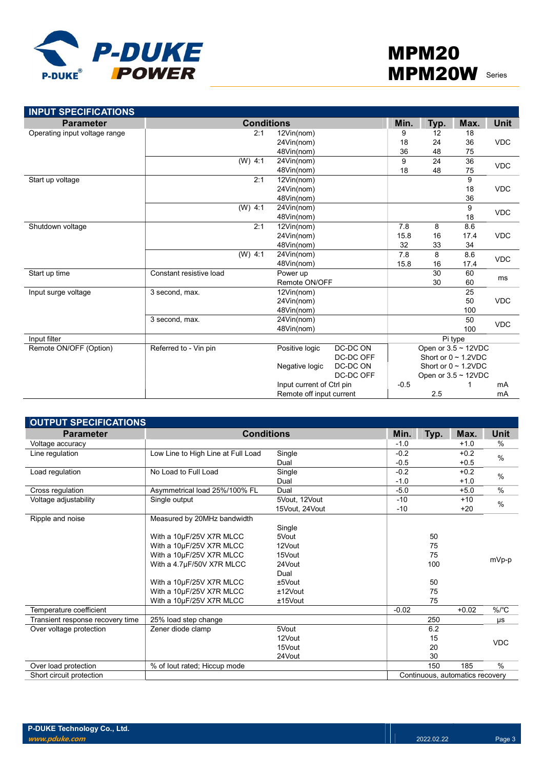## INPUT SPECIFICATIONS

| Parameter | Conditions | | | Min. | Typ. | Max. | Unit |
|---|---|---|---|---|---|---|---|
| Operating input voltage range | 2:1 | 12Vin(nom) | | 9 | 12 | 18 | VDC |
| | | 24Vin(nom) | | 18 | 24 | 36 | |
| | | 48Vin(nom) | | 36 | 48 | 75 | |
| | (W) 4:1 | 24Vin(nom) | | 9 | 24 | 36 | VDC |
| | | 48Vin(nom) | | 18 | 48 | 75 | |
| Start up voltage | 2:1 | 12Vin(nom) | | | | 9 | VDC |
| | | 24Vin(nom) | | | | 18 | |
| | | 48Vin(nom) | | | | 36 | |
| | (W) 4:1 | 24Vin(nom) | | | | 9 | VDC |
| | | 48Vin(nom) | | | | 18 | |
| Shutdown voltage | 2:1 | 12Vin(nom) | | 7.8 | 8 | 8.6 | VDC |
| | | 24Vin(nom) | | 15.8 | 16 | 17.4 | |
| | | 48Vin(nom) | | 32 | 33 | 34 | |
| | (W) 4:1 | 24Vin(nom) | | 7.8 | 8 | 8.6 | VDC |
| | | 48Vin(nom) | | 15.8 | 16 | 17.4 | |
| Start up time | Constant resistive load | Power up | | | 30 | 60 | ms |
| | | Remote ON/OFF | | | 30 | 60 | |
| Input surge voltage | 3 second, max. | 12Vin(nom) | | | | 25 | VDC |
| | | 24Vin(nom) | | | | 50 | |
| | | 48Vin(nom) | | | | 100 | |
| | 3 second, max. | 24Vin(nom) | | | | 50 | VDC |
| | | 48Vin(nom) | | | | 100 | |
| Input filter | | | | Pi type | | | |
| Remote ON/OFF (Option) | Referred to - Vin pin | Positive logic | DC-DC ON | Open or 3.5 ~ 12VDC | | | |
| | | | DC-DC OFF | Short or 0 ~ 1.2VDC | | | |
| | | Negative logic | DC-DC ON | Short or 0 ~ 1.2VDC | | | |
| | | | DC-DC OFF | Open or 3.5 ~ 12VDC | | | |
| | | Input current of Ctrl pin | | -0.5 | | 1 | mA |
| | | Remote off input current | | | 2.5 | | mA |

## OUTPUT SPECIFICATIONS

| Parameter | Conditions | | Min. | Typ. | Max. | Unit |
|---|---|---|---|---|---|---|
| Voltage accuracy | | | -1.0 | | +1.0 | % |
| Line regulation | Low Line to High Line at Full Load | Single | -0.2 | | +0.2 | % |
| | | Dual | -0.5 | | +0.5 | |
| Load regulation | No Load to Full Load | Single | -0.2 | | +0.2 | % |
| | | Dual | -1.0 | | +1.0 | |
| Cross regulation | Asymmetrical load 25%/100% FL | Dual | -5.0 | | +5.0 | % |
| Voltage adjustability | Single output | 5Vout, 12Vout | -10 | | +10 | % |
| | | 15Vout, 24Vout | -10 | | +20 | |
| Ripple and noise | Measured by 20MHz bandwidth | | | | | mVp-p |
| | | Single | | | | |
| | With a 10µF/25V X7R MLCC | 5Vout | | 50 | | |
| | With a 10µF/25V X7R MLCC | 12Vout | | 75 | | |
| | With a 10µF/25V X7R MLCC | 15Vout | | 75 | | |
| | With a 4.7µF/50V X7R MLCC | 24Vout | | 100 | | |
| | | Dual | | | | |
| | With a 10µF/25V X7R MLCC | ±5Vout | | 50 | | |
| | With a 10µF/25V X7R MLCC | ±12Vout | | 75 | | |
| | With a 10µF/25V X7R MLCC | ±15Vout | | 75 | | |
| Temperature coefficient | | | -0.02 | | +0.02 | %/°C |
| Transient response recovery time | 25% load step change | | | 250 | | µs |
| Over voltage protection | Zener diode clamp | 5Vout | | 6.2 | | VDC |
| | | 12Vout | | 15 | | |
| | | 15Vout | | 20 | | |
| | | 24Vout | | 30 | | |
| Over load protection | % of Iout rated; Hiccup mode | | | 150 | 185 | % |
| Short circuit protection | | | Continuous, automatics recovery | | | |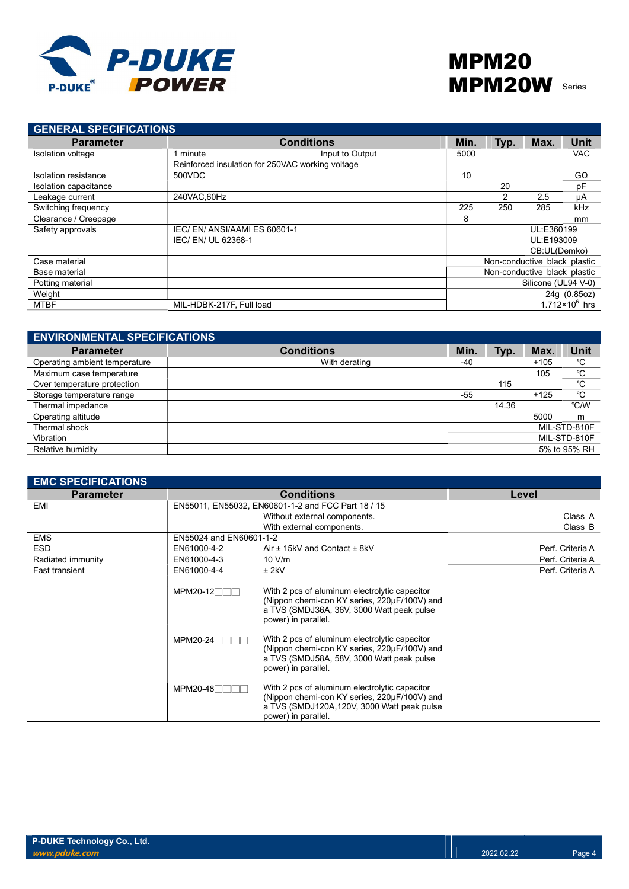## GENERAL SPECIFICATIONS

| Parameter | Conditions | Min. | Typ. | Max. | Unit |
|---|---|---|---|---|---|
| Isolation voltage | 1 minute Input to Output<br>Reinforced insulation for 250VAC working voltage | 5000 | | | VAC |
| Isolation resistance | 500VDC | 10 | | | GΩ |
| Isolation capacitance | | | 20 | | pF |
| Leakage current | 240VAC,60Hz | | 2 | 2.5 | μA |
| Switching frequency | | 225 | 250 | 285 | kHz |
| Clearance / Creepage | | 8 | | | mm |
| Safety approvals | IEC/ EN/ ANSI/AAMI ES 60601-1<br>IEC/ EN/ UL 62368-1 | | | | UL:E360199<br>UL:E193009<br>CB:UL(Demko) |
| Case material | | | | | Non-conductive black plastic |
| Base material | | | | | Non-conductive black plastic |
| Potting material | | | | | Silicone (UL94 V-0) |
| Weight | | | | | 24g (0.85oz) |
| MTBF | MIL-HDBK-217F, Full load | | | | $1.712\times10^{6}$ hrs |

## ENVIRONMENTAL SPECIFICATIONS

| Parameter | Conditions | Min. | Typ. | Max. | Unit |
|---|---|---|---|---|---|
| Operating ambient temperature | With derating | -40 | | +105 | ℃ |
| Maximum case temperature | | | | 105 | ℃ |
| Over temperature protection | | | 115 | | ℃ |
| Storage temperature range | | -55 | | +125 | ℃ |
| Thermal impedance | | | 14.36 | | ℃/W |
| Operating altitude | | | | 5000 | m |
| Thermal shock | | | | | MIL-STD-810F |
| Vibration | | | | | MIL-STD-810F |
| Relative humidity | | | | | 5% to 95% RH |

## EMC SPECIFICATIONS

| Parameter | Conditions | | Level |
|---|---|---|---|
| EMI | EN55011, EN55032, EN60601-1-2 and FCC Part 18 / 15 | | |
| | | Without external components. | Class A |
| | | With external components. | Class B |
| EMS | EN55024 and EN60601-1-2 | | |
| ESD | EN61000-4-2 | Air ± 15kV and Contact ± 8kV | Perf. Criteria A |
| Radiated immunity | EN61000-4-3 | 10 V/m | Perf. Criteria A |
| Fast transient | EN61000-4-4 | ± 2kV | Perf. Criteria A |
| | MPM20-12□□□ | With 2 pcs of aluminum electrolytic capacitor (Nippon chemi-con KY series, 220μF/100V) and a TVS (SMDJ36A, 36V, 3000 Watt peak pulse power) in parallel. | |
| | MPM20-24□□□□ | With 2 pcs of aluminum electrolytic capacitor (Nippon chemi-con KY series, 220μF/100V) and a TVS (SMDJ58A, 58V, 3000 Watt peak pulse power) in parallel. | |
| | MPM20-48□□□□ | With 2 pcs of aluminum electrolytic capacitor (Nippon chemi-con KY series, 220μF/100V) and a TVS (SMDJ120A,120V, 3000 Watt peak pulse power) in parallel. | |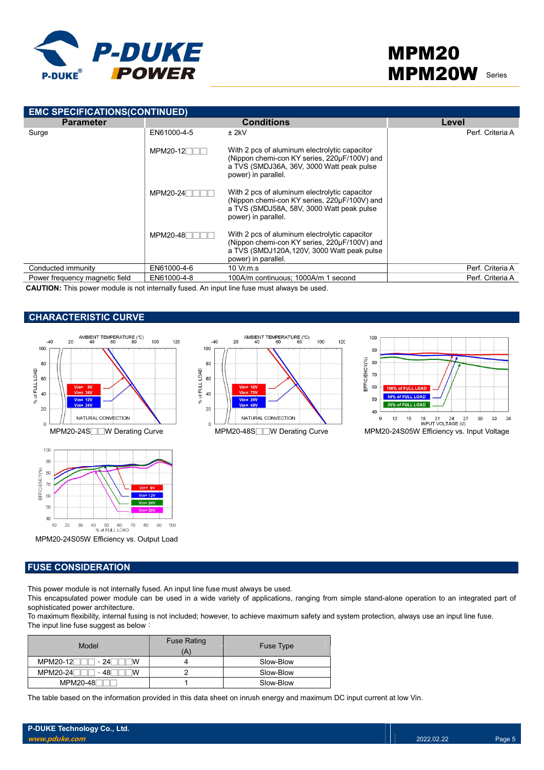## EMC SPECIFICATIONS(CONTINUED)

| Parameter | Conditions | | Level |
|---|---|---|---|
| Surge | EN61000-4-5 | ± 2kV | Perf. Criteria A |
| | MPM20-12□□□ | With 2 pcs of aluminum electrolytic capacitor (Nippon chemi-con KY series, 220µF/100V) and a TVS (SMDJ36A, 36V, 3000 Watt peak pulse power) in parallel. | |
| | MPM20-24□□□□ | With 2 pcs of aluminum electrolytic capacitor (Nippon chemi-con KY series, 220µF/100V) and a TVS (SMDJ58A, 58V, 3000 Watt peak pulse power) in parallel. | |
| | MPM20-48□□□□ | With 2 pcs of aluminum electrolytic capacitor (Nippon chemi-con KY series, 220µF/100V) and a TVS (SMDJ120A,120V, 3000 Watt peak pulse power) in parallel. | |
| Conducted immunity | EN61000-4-6 | 10 Vr.m.s | Perf. Criteria A |
| Power frequency magnetic field | EN61000-4-8 | 100A/m continuous; 1000A/m 1 second | Perf. Criteria A |

**CAUTION:** This power module is not internally fused. An input line fuse must always be used.

## CHARACTERISTIC CURVE

MPM20-24S□□W Derating Curve

MPM20-48S□□W Derating Curve

MPM20-24S05W Efficiency vs. Input Voltage

MPM20-24S05W Efficiency vs. Output Load

## FUSE CONSIDERATION

This power module is not internally fused. An input line fuse must always be used.
This encapsulated power module can be used in a wide variety of applications, ranging from simple stand-alone operation to an integrated part of sophisticated power architecture.
To maximum flexibility, internal fusing is not included; however, to achieve maximum safety and system protection, always use an input line fuse.
The input line fuse suggest as below：

| Model | Fuse Rating (A) | Fuse Type |
|---|---|---|
| MPM20-12□□□、24□□□W | 4 | Slow-Blow |
| MPM20-24□□□、48□□□W | 2 | Slow-Blow |
| MPM20-48□□□ | 1 | Slow-Blow |

The table based on the information provided in this data sheet on inrush energy and maximum DC input current at low Vin.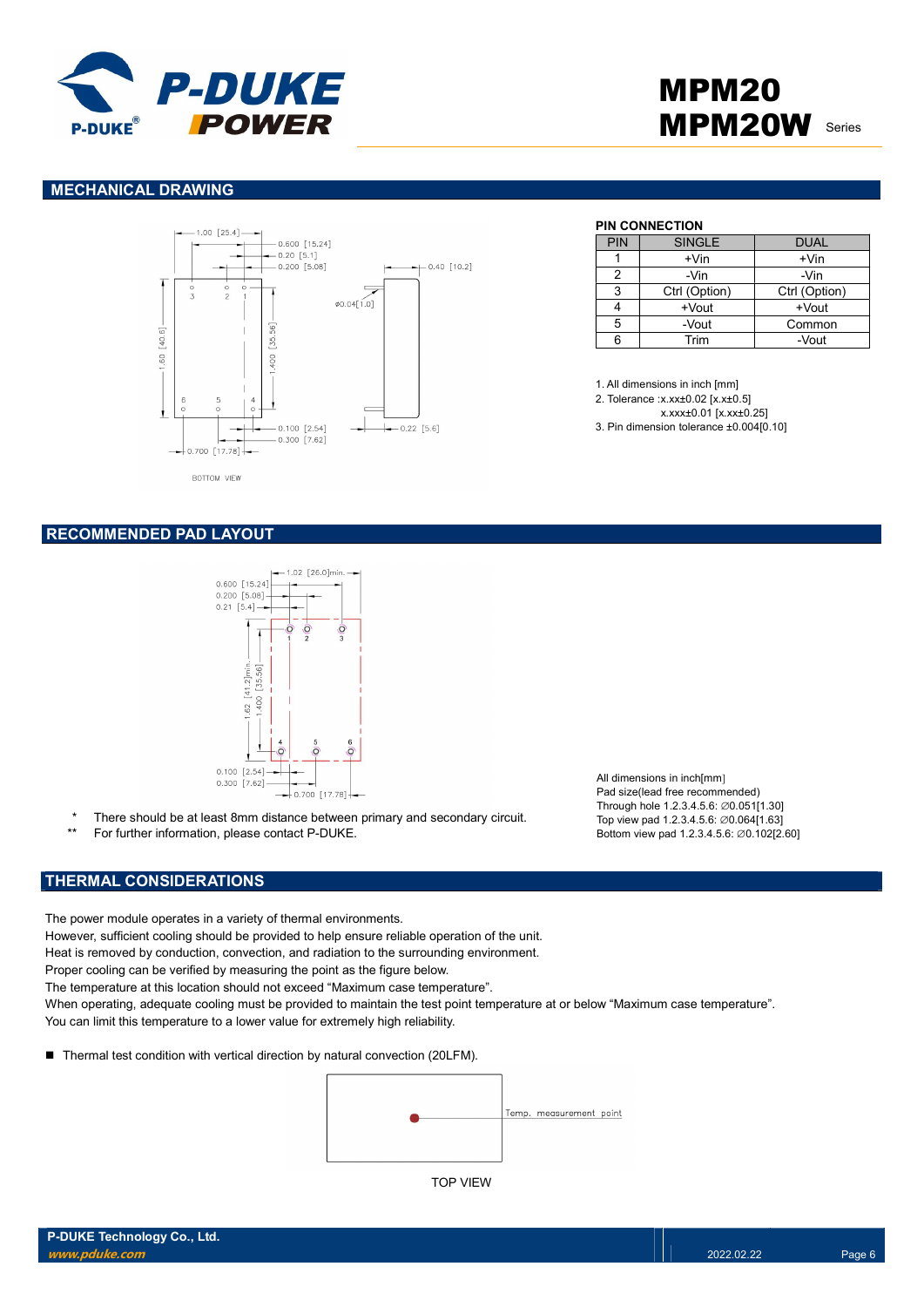## MECHANICAL DRAWING

**PIN CONNECTION**

| PIN | SINGLE | DUAL |
|---|---|---|
| 1 | +Vin | +Vin |
| 2 | -Vin | -Vin |
| 3 | Ctrl (Option) | Ctrl (Option) |
| 4 | +Vout | +Vout |
| 5 | -Vout | Common |
| 6 | Trim | -Vout |

1. All dimensions in inch [mm]
2. Tolerance :x.xx±0.02 [x.x±0.5]
   x.xxx±0.01 [x.xx±0.25]
3. Pin dimension tolerance ±0.004[0.10]

## RECOMMENDED PAD LAYOUT

All dimensions in inch[mm]
Pad size(lead free recommended)
Through hole 1.2.3.4.5.6: ∅0.051[1.30]
Top view pad 1.2.3.4.5.6: ∅0.064[1.63]
Bottom view pad 1.2.3.4.5.6: ∅0.102[2.60]

\* There should be at least 8mm distance between primary and secondary circuit.
\*\* For further information, please contact P-DUKE.

## THERMAL CONSIDERATIONS

The power module operates in a variety of thermal environments.
However, sufficient cooling should be provided to help ensure reliable operation of the unit.
Heat is removed by conduction, convection, and radiation to the surrounding environment.
Proper cooling can be verified by measuring the point as the figure below.
The temperature at this location should not exceed "Maximum case temperature".
When operating, adequate cooling must be provided to maintain the test point temperature at or below "Maximum case temperature".
You can limit this temperature to a lower value for extremely high reliability.

- Thermal test condition with vertical direction by natural convection (20LFM).

Temp. measurement point

TOP VIEW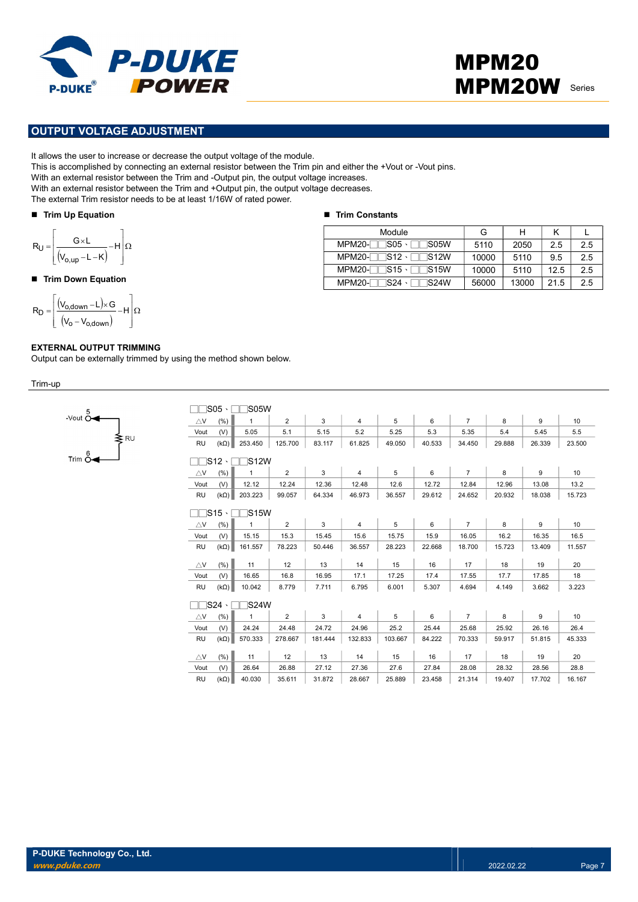## OUTPUT VOLTAGE ADJUSTMENT

It allows the user to increase or decrease the output voltage of the module.
This is accomplished by connecting an external resistor between the Trim pin and either the +Vout or -Vout pins.
With an external resistor between the Trim and -Output pin, the output voltage increases.
With an external resistor between the Trim and +Output pin, the output voltage decreases.
The external Trim resistor needs to be at least 1/16W of rated power.

■ **Trim Up Equation**

$$R_U = \left[ \frac{G \times L}{(V_{o,up} - L - K)} - H \right] \Omega$$

■ **Trim Down Equation**

$$R_D = \left[ \frac{(V_{o,down} - L) \times G}{(V_o - V_{o,down})} - H \right] \Omega$$

■ **Trim Constants**

| Module | G | H | K | L |
|---|---|---|---|---|
| MPM20-□□S05、□□S05W | 5110 | 2050 | 2.5 | 2.5 |
| MPM20-□□S12、□□S12W | 10000 | 5110 | 9.5 | 2.5 |
| MPM20-□□S15、□□S15W | 10000 | 5110 | 12.5 | 2.5 |
| MPM20-□□S24、□□S24W | 56000 | 13000 | 21.5 | 2.5 |

**EXTERNAL OUTPUT TRIMMING**
Output can be externally trimmed by using the method shown below.

Trim-up

5 -Vout — RU — 6 Trim

□□S05、□□S05W

| △V (%) | 1 | 2 | 3 | 4 | 5 | 6 | 7 | 8 | 9 | 10 |
|---|---|---|---|---|---|---|---|---|---|---|
| Vout (V) | 5.05 | 5.1 | 5.15 | 5.2 | 5.25 | 5.3 | 5.35 | 5.4 | 5.45 | 5.5 |
| RU (kΩ) | 253.450 | 125.700 | 83.117 | 61.825 | 49.050 | 40.533 | 34.450 | 29.888 | 26.339 | 23.500 |

□□S12、□□S12W

| △V (%) | 1 | 2 | 3 | 4 | 5 | 6 | 7 | 8 | 9 | 10 |
|---|---|---|---|---|---|---|---|---|---|---|
| Vout (V) | 12.12 | 12.24 | 12.36 | 12.48 | 12.6 | 12.72 | 12.84 | 12.96 | 13.08 | 13.2 |
| RU (kΩ) | 203.223 | 99.057 | 64.334 | 46.973 | 36.557 | 29.612 | 24.652 | 20.932 | 18.038 | 15.723 |

□□S15、□□S15W

| △V (%) | 1 | 2 | 3 | 4 | 5 | 6 | 7 | 8 | 9 | 10 |
|---|---|---|---|---|---|---|---|---|---|---|
| Vout (V) | 15.15 | 15.3 | 15.45 | 15.6 | 15.75 | 15.9 | 16.05 | 16.2 | 16.35 | 16.5 |
| RU (kΩ) | 161.557 | 78.223 | 50.446 | 36.557 | 28.223 | 22.668 | 18.700 | 15.723 | 13.409 | 11.557 |
| △V (%) | 11 | 12 | 13 | 14 | 15 | 16 | 17 | 18 | 19 | 20 |
| Vout (V) | 16.65 | 16.8 | 16.95 | 17.1 | 17.25 | 17.4 | 17.55 | 17.7 | 17.85 | 18 |
| RU (kΩ) | 10.042 | 8.779 | 7.711 | 6.795 | 6.001 | 5.307 | 4.694 | 4.149 | 3.662 | 3.223 |

□□S24、□□S24W

| △V (%) | 1 | 2 | 3 | 4 | 5 | 6 | 7 | 8 | 9 | 10 |
|---|---|---|---|---|---|---|---|---|---|---|
| Vout (V) | 24.24 | 24.48 | 24.72 | 24.96 | 25.2 | 25.44 | 25.68 | 25.92 | 26.16 | 26.4 |
| RU (kΩ) | 570.333 | 278.667 | 181.444 | 132.833 | 103.667 | 84.222 | 70.333 | 59.917 | 51.815 | 45.333 |
| △V (%) | 11 | 12 | 13 | 14 | 15 | 16 | 17 | 18 | 19 | 20 |
| Vout (V) | 26.64 | 26.88 | 27.12 | 27.36 | 27.6 | 27.84 | 28.08 | 28.32 | 28.56 | 28.8 |
| RU (kΩ) | 40.030 | 35.611 | 31.872 | 28.667 | 25.889 | 23.458 | 21.314 | 19.407 | 17.702 | 16.167 |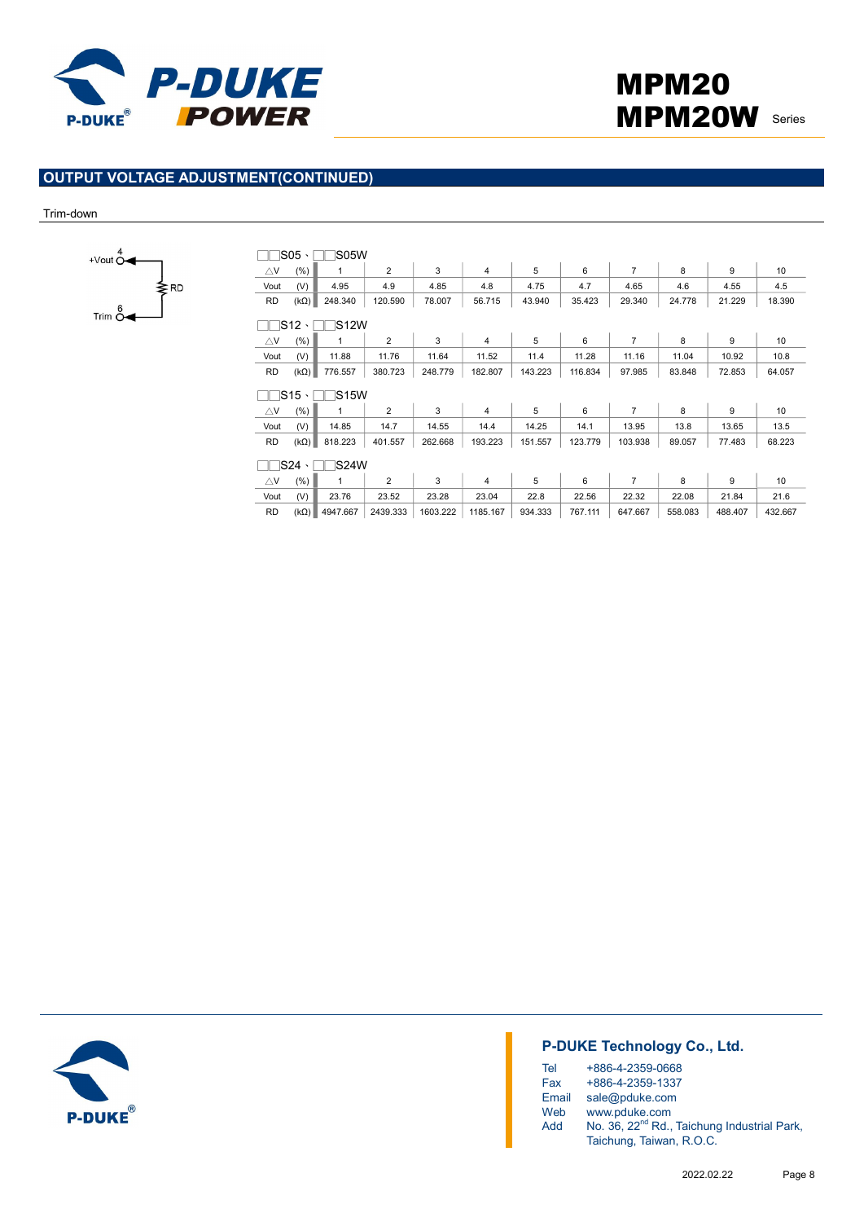## OUTPUT VOLTAGE ADJUSTMENT(CONTINUED)

Trim-down

+Vout 4
RD
Trim 6

□□S05、□□S05W

| △V (%) | 1 | 2 | 3 | 4 | 5 | 6 | 7 | 8 | 9 | 10 |
|---|---|---|---|---|---|---|---|---|---|---|
| Vout (V) | 4.95 | 4.9 | 4.85 | 4.8 | 4.75 | 4.7 | 4.65 | 4.6 | 4.55 | 4.5 |
| RD (kΩ) | 248.340 | 120.590 | 78.007 | 56.715 | 43.940 | 35.423 | 29.340 | 24.778 | 21.229 | 18.390 |

□□S12、□□S12W

| △V (%) | 1 | 2 | 3 | 4 | 5 | 6 | 7 | 8 | 9 | 10 |
|---|---|---|---|---|---|---|---|---|---|---|
| Vout (V) | 11.88 | 11.76 | 11.64 | 11.52 | 11.4 | 11.28 | 11.16 | 11.04 | 10.92 | 10.8 |
| RD (kΩ) | 776.557 | 380.723 | 248.779 | 182.807 | 143.223 | 116.834 | 97.985 | 83.848 | 72.853 | 64.057 |

□□S15、□□S15W

| △V (%) | 1 | 2 | 3 | 4 | 5 | 6 | 7 | 8 | 9 | 10 |
|---|---|---|---|---|---|---|---|---|---|---|
| Vout (V) | 14.85 | 14.7 | 14.55 | 14.4 | 14.25 | 14.1 | 13.95 | 13.8 | 13.65 | 13.5 |
| RD (kΩ) | 818.223 | 401.557 | 262.668 | 193.223 | 151.557 | 123.779 | 103.938 | 89.057 | 77.483 | 68.223 |

□□S24、□□S24W

| △V (%) | 1 | 2 | 3 | 4 | 5 | 6 | 7 | 8 | 9 | 10 |
|---|---|---|---|---|---|---|---|---|---|---|
| Vout (V) | 23.76 | 23.52 | 23.28 | 23.04 | 22.8 | 22.56 | 22.32 | 22.08 | 21.84 | 21.6 |
| RD (kΩ) | 4947.667 | 2439.333 | 1603.222 | 1185.167 | 934.333 | 767.111 | 647.667 | 558.083 | 488.407 | 432.667 |